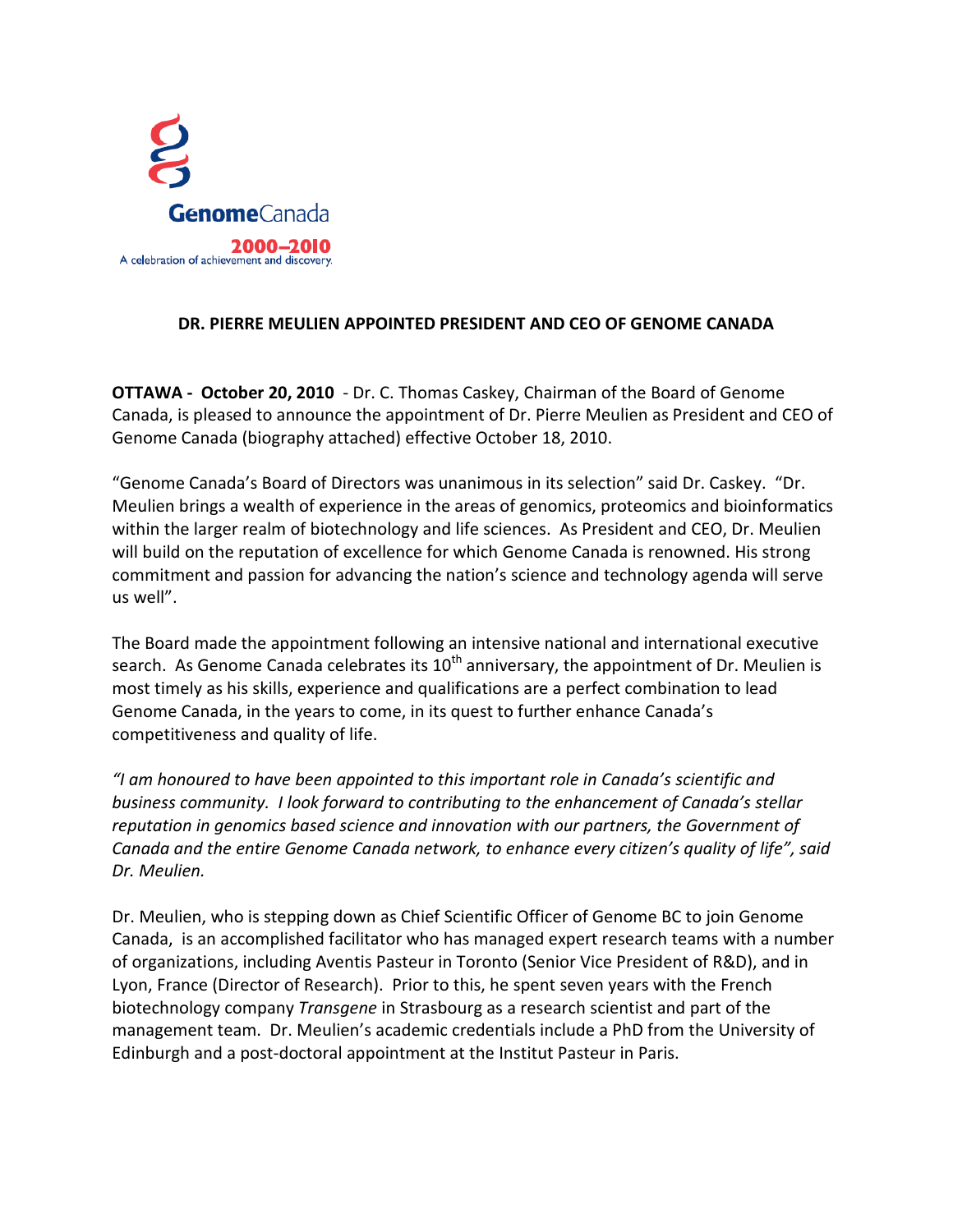**GenomeCanada**

**2000–2010**

A celebration of achievement and discovery.

# DR. PIERRE MEULIEN APPOINTED PRESIDENT AND CEO OF GENOME CANADA

**OTTAWA - October 20, 2010** - Dr. C. Thomas Caskey, Chairman of the Board of Genome Canada, is pleased to announce the appointment of Dr. Pierre Meulien as President and CEO of Genome Canada (biography attached) effective October 18, 2010.

"Genome Canada's Board of Directors was unanimous in its selection" said Dr. Caskey. "Dr. Meulien brings a wealth of experience in the areas of genomics, proteomics and bioinformatics within the larger realm of biotechnology and life sciences. As President and CEO, Dr. Meulien will build on the reputation of excellence for which Genome Canada is renowned. His strong commitment and passion for advancing the nation's science and technology agenda will serve us well".

The Board made the appointment following an intensive national and international executive search. As Genome Canada celebrates its 10th anniversary, the appointment of Dr. Meulien is most timely as his skills, experience and qualifications are a perfect combination to lead Genome Canada, in the years to come, in its quest to further enhance Canada's competitiveness and quality of life.

*"I am honoured to have been appointed to this important role in Canada's scientific and business community. I look forward to contributing to the enhancement of Canada's stellar reputation in genomics based science and innovation with our partners, the Government of Canada and the entire Genome Canada network, to enhance every citizen's quality of life", said Dr. Meulien.*

Dr. Meulien, who is stepping down as Chief Scientific Officer of Genome BC to join Genome Canada, is an accomplished facilitator who has managed expert research teams with a number of organizations, including Aventis Pasteur in Toronto (Senior Vice President of R&D), and in Lyon, France (Director of Research). Prior to this, he spent seven years with the French biotechnology company *Transgene* in Strasbourg as a research scientist and part of the management team. Dr. Meulien's academic credentials include a PhD from the University of Edinburgh and a post-doctoral appointment at the Institut Pasteur in Paris.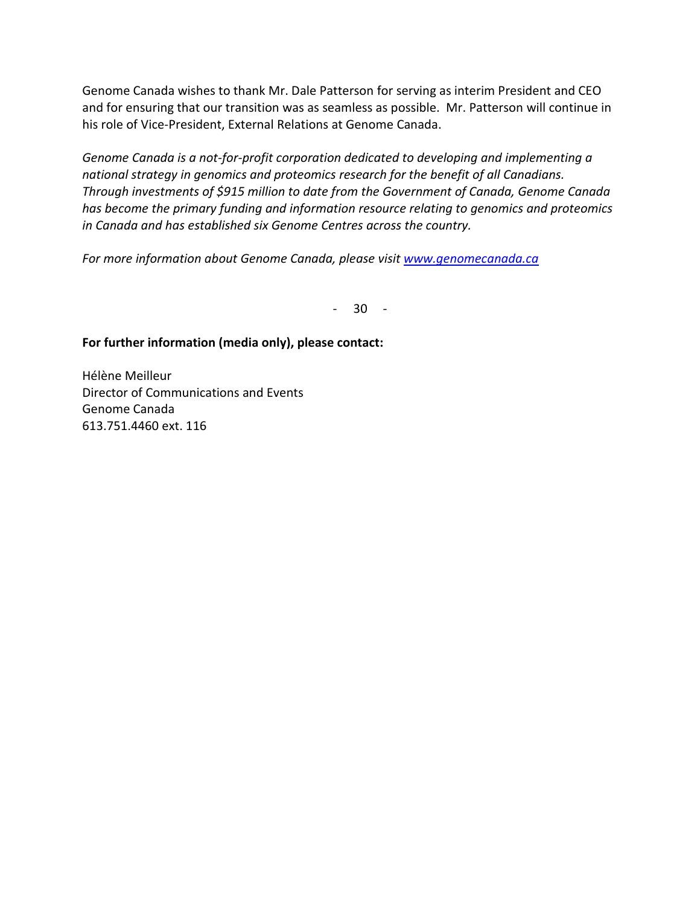Genome Canada wishes to thank Mr. Dale Patterson for serving as interim President and CEO and for ensuring that our transition was as seamless as possible. Mr. Patterson will continue in his role of Vice-President, External Relations at Genome Canada.

*Genome Canada is a not-for-profit corporation dedicated to developing and implementing a national strategy in genomics and proteomics research for the benefit of all Canadians. Through investments of $915 million to date from the Government of Canada, Genome Canada has become the primary funding and information resource relating to genomics and proteomics in Canada and has established six Genome Centres across the country.*

*For more information about Genome Canada, please visit [www.genomecanada.ca](www.genomecanada.ca)*

\- 30 -

**For further information (media only), please contact:**

Hélène Meilleur
Director of Communications and Events
Genome Canada
613.751.4460 ext. 116